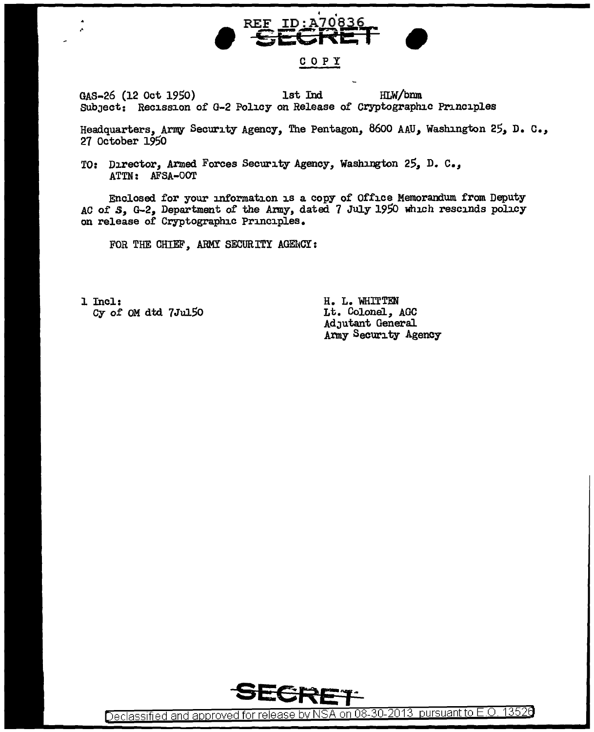REF ID:A70836

SECRET

COPY

GAS-26 (12 Oct 1950) 1st Ind HLW/bnm
Subject: Recission of G-2 Policy on Release of Cryptographic Principles

Headquarters, Army Security Agency, The Pentagon, 8600 AAU, Washington 25, D. C., 27 October 1950

TO: Director, Armed Forces Security Agency, Washington 25, D. C.,
ATTN: AFSA-OOT

Enclosed for your information is a copy of Office Memorandum from Deputy AC of S, G-2, Department of the Army, dated 7 July 1950 which rescinds policy on release of Cryptographic Principles.

FOR THE CHIEF, ARMY SECURITY AGENCY:

1 Incl:
Cy of OM dtd 7Jul50

H. L. WHITTEN
Lt. Colonel, AGC
Adjutant General
Army Security Agency

SECRET

Declassified and approved for release by NSA on 08-30-2013 pursuant to E.O. 13526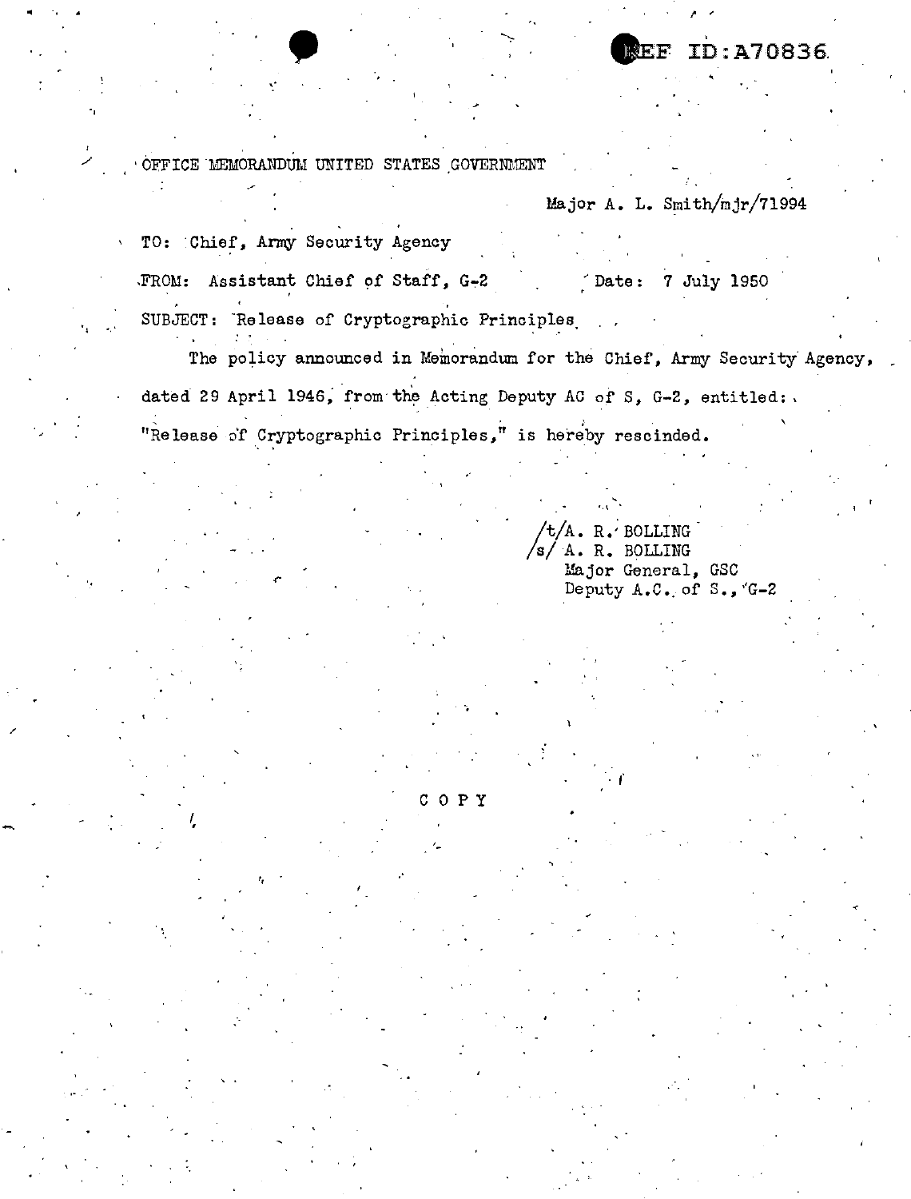REF ID:A70836

OFFICE MEMORANDUM UNITED STATES GOVERNMENT

Major A. L. Smith/mjr/71994

TO: Chief, Army Security Agency

FROM: Assistant Chief of Staff, G-2 Date: 7 July 1950

SUBJECT: Release of Cryptographic Principles

The policy announced in Memorandum for the Chief, Army Security Agency, dated 29 April 1946, from the Acting Deputy AC of S, G-2, entitled: "Release of Cryptographic Principles," is hereby rescinded.

/t/A. R. BOLLING  
/s/ A. R. BOLLING  
Major General, GSC  
Deputy A.C. of S., G-2

C O P Y